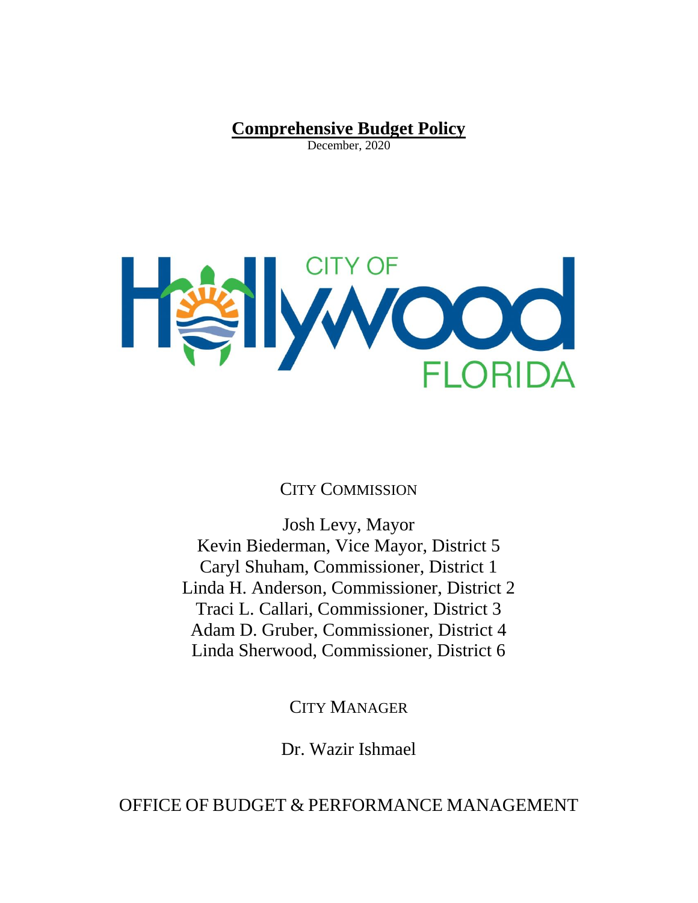# Comprehensive Budget Policy

December, 2020

CITY OF Hollywood FLORIDA

CITY COMMISSION

Josh Levy, Mayor
Kevin Biederman, Vice Mayor, District 5
Caryl Shuham, Commissioner, District 1
Linda H. Anderson, Commissioner, District 2
Traci L. Callari, Commissioner, District 3
Adam D. Gruber, Commissioner, District 4
Linda Sherwood, Commissioner, District 6

CITY MANAGER

Dr. Wazir Ishmael

OFFICE OF BUDGET & PERFORMANCE MANAGEMENT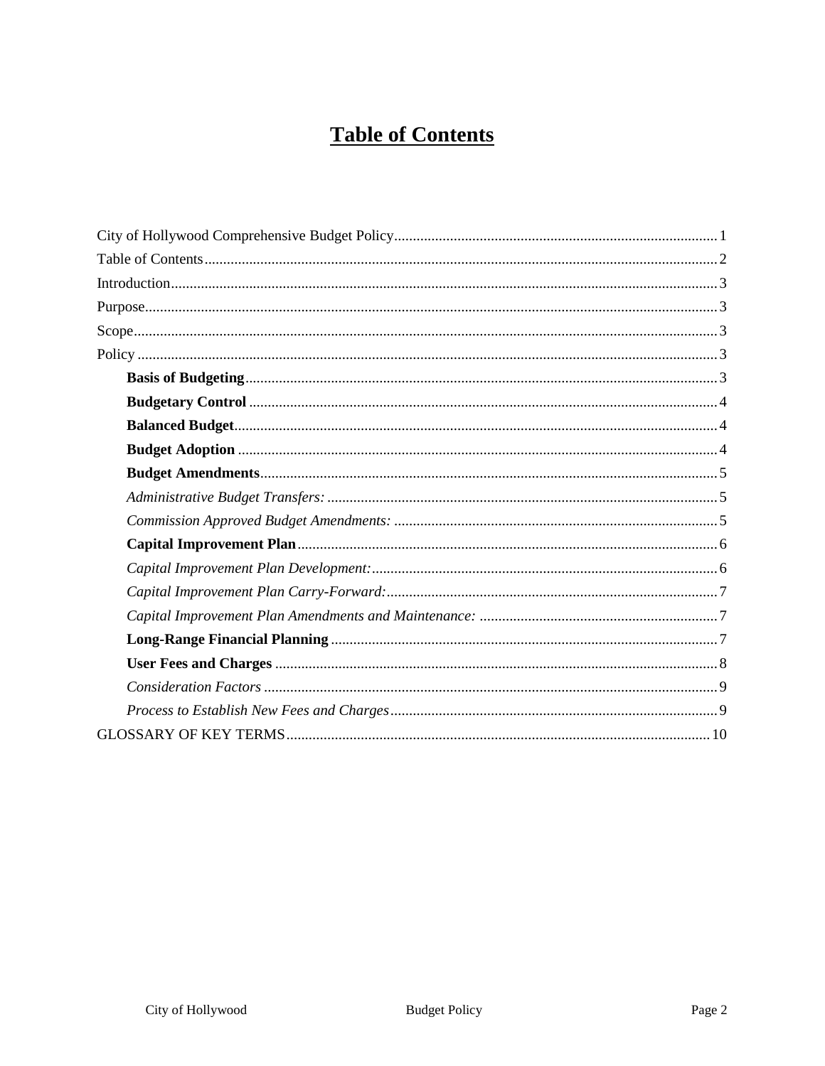# Table of Contents

City of Hollywood Comprehensive Budget Policy....................................................................................... 1

Table of Contents.......................................................................................................................................... 2

Introduction.................................................................................................................................................. 3

Purpose......................................................................................................................................................... 3

Scope............................................................................................................................................................ 3

Policy ........................................................................................................................................................... 3

- **Basis of Budgeting**.............................................................................................................................. 3
- **Budgetary Control** .............................................................................................................................. 4
- **Balanced Budget**................................................................................................................................. 4
- **Budget Adoption** ................................................................................................................................ 4
- **Budget Amendments**........................................................................................................................... 5
- *Administrative Budget Transfers:* ........................................................................................................ 5
- *Commission Approved Budget Amendments:* ...................................................................................... 5
- **Capital Improvement Plan**................................................................................................................. 6
- *Capital Improvement Plan Development:*............................................................................................ 6
- *Capital Improvement Plan Carry-Forward:*......................................................................................... 7
- *Capital Improvement Plan Amendments and Maintenance:* ............................................................... 7
- **Long-Range Financial Planning** ....................................................................................................... 7
- **User Fees and Charges** ...................................................................................................................... 8
- *Consideration Factors* ......................................................................................................................... 9
- *Process to Establish New Fees and Charges*........................................................................................ 9

GLOSSARY OF KEY TERMS................................................................................................................. 10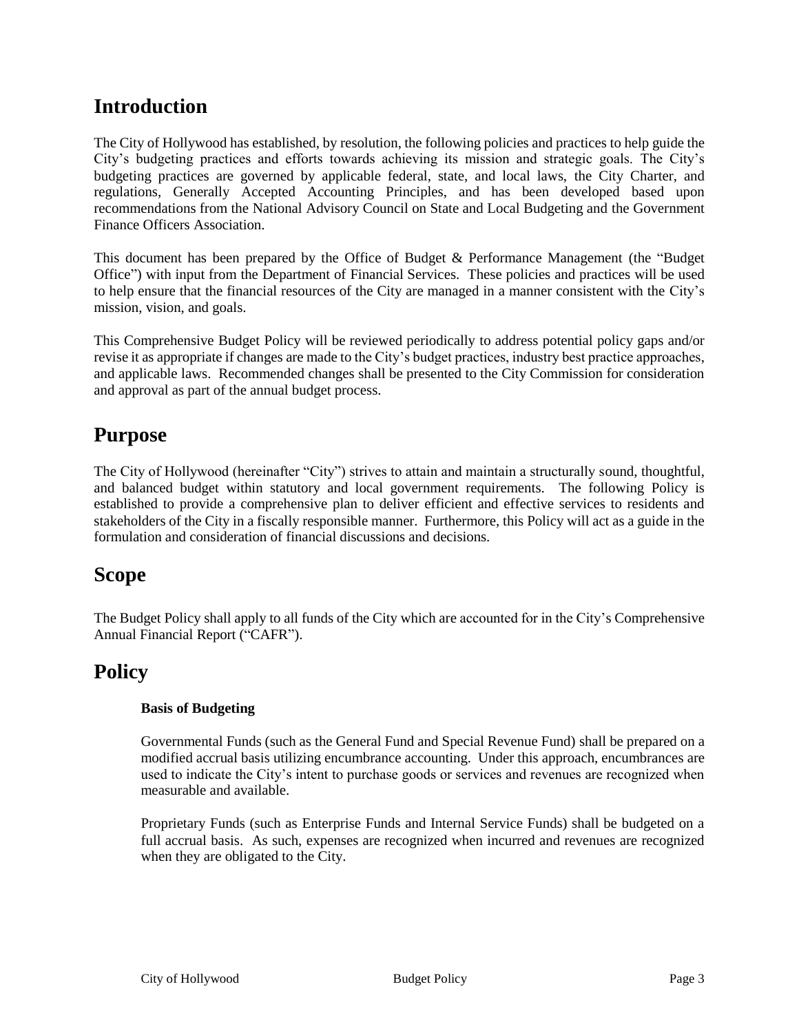## Introduction

The City of Hollywood has established, by resolution, the following policies and practices to help guide the City's budgeting practices and efforts towards achieving its mission and strategic goals. The City's budgeting practices are governed by applicable federal, state, and local laws, the City Charter, and regulations, Generally Accepted Accounting Principles, and has been developed based upon recommendations from the National Advisory Council on State and Local Budgeting and the Government Finance Officers Association.

This document has been prepared by the Office of Budget & Performance Management (the "Budget Office") with input from the Department of Financial Services. These policies and practices will be used to help ensure that the financial resources of the City are managed in a manner consistent with the City's mission, vision, and goals.

This Comprehensive Budget Policy will be reviewed periodically to address potential policy gaps and/or revise it as appropriate if changes are made to the City's budget practices, industry best practice approaches, and applicable laws. Recommended changes shall be presented to the City Commission for consideration and approval as part of the annual budget process.

## Purpose

The City of Hollywood (hereinafter "City") strives to attain and maintain a structurally sound, thoughtful, and balanced budget within statutory and local government requirements. The following Policy is established to provide a comprehensive plan to deliver efficient and effective services to residents and stakeholders of the City in a fiscally responsible manner. Furthermore, this Policy will act as a guide in the formulation and consideration of financial discussions and decisions.

## Scope

The Budget Policy shall apply to all funds of the City which are accounted for in the City's Comprehensive Annual Financial Report ("CAFR").

## Policy

### Basis of Budgeting

Governmental Funds (such as the General Fund and Special Revenue Fund) shall be prepared on a modified accrual basis utilizing encumbrance accounting. Under this approach, encumbrances are used to indicate the City's intent to purchase goods or services and revenues are recognized when measurable and available.

Proprietary Funds (such as Enterprise Funds and Internal Service Funds) shall be budgeted on a full accrual basis. As such, expenses are recognized when incurred and revenues are recognized when they are obligated to the City.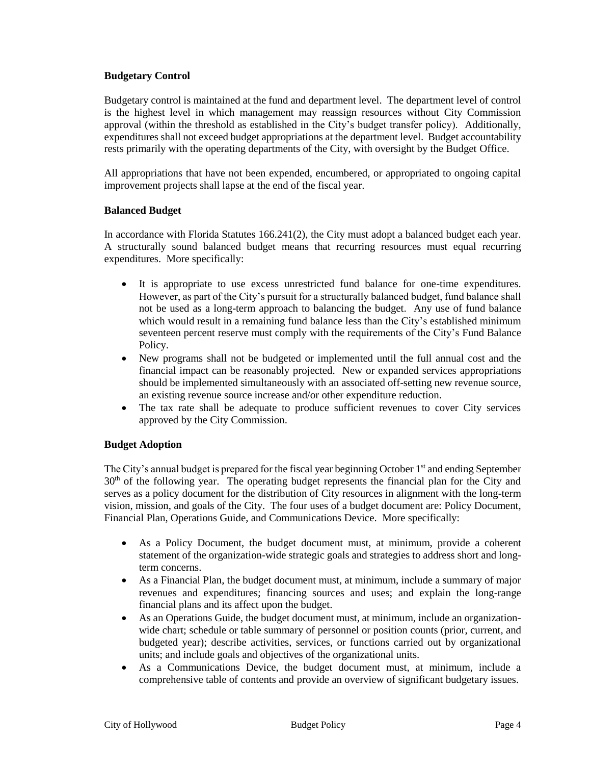### Budgetary Control

Budgetary control is maintained at the fund and department level. The department level of control is the highest level in which management may reassign resources without City Commission approval (within the threshold as established in the City's budget transfer policy). Additionally, expenditures shall not exceed budget appropriations at the department level. Budget accountability rests primarily with the operating departments of the City, with oversight by the Budget Office.

All appropriations that have not been expended, encumbered, or appropriated to ongoing capital improvement projects shall lapse at the end of the fiscal year.

### Balanced Budget

In accordance with Florida Statutes 166.241(2), the City must adopt a balanced budget each year. A structurally sound balanced budget means that recurring resources must equal recurring expenditures. More specifically:

- It is appropriate to use excess unrestricted fund balance for one-time expenditures. However, as part of the City's pursuit for a structurally balanced budget, fund balance shall not be used as a long-term approach to balancing the budget. Any use of fund balance which would result in a remaining fund balance less than the City's established minimum seventeen percent reserve must comply with the requirements of the City's Fund Balance Policy.
- New programs shall not be budgeted or implemented until the full annual cost and the financial impact can be reasonably projected. New or expanded services appropriations should be implemented simultaneously with an associated off-setting new revenue source, an existing revenue source increase and/or other expenditure reduction.
- The tax rate shall be adequate to produce sufficient revenues to cover City services approved by the City Commission.

### Budget Adoption

The City's annual budget is prepared for the fiscal year beginning October 1st and ending September 30th of the following year. The operating budget represents the financial plan for the City and serves as a policy document for the distribution of City resources in alignment with the long-term vision, mission, and goals of the City. The four uses of a budget document are: Policy Document, Financial Plan, Operations Guide, and Communications Device. More specifically:

- As a Policy Document, the budget document must, at minimum, provide a coherent statement of the organization-wide strategic goals and strategies to address short and long-term concerns.
- As a Financial Plan, the budget document must, at minimum, include a summary of major revenues and expenditures; financing sources and uses; and explain the long-range financial plans and its affect upon the budget.
- As an Operations Guide, the budget document must, at minimum, include an organization-wide chart; schedule or table summary of personnel or position counts (prior, current, and budgeted year); describe activities, services, or functions carried out by organizational units; and include goals and objectives of the organizational units.
- As a Communications Device, the budget document must, at minimum, include a comprehensive table of contents and provide an overview of significant budgetary issues.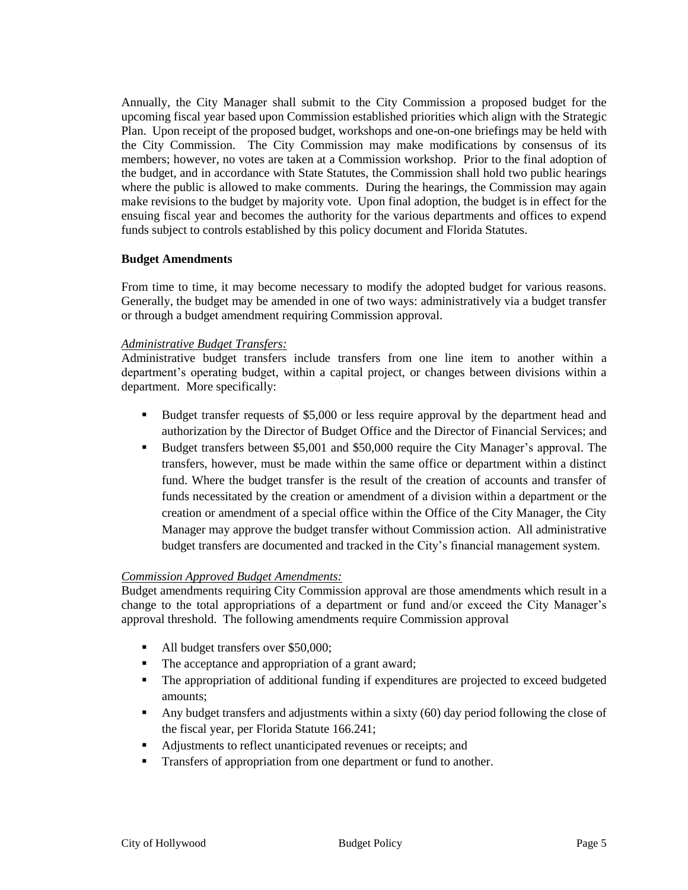Annually, the City Manager shall submit to the City Commission a proposed budget for the upcoming fiscal year based upon Commission established priorities which align with the Strategic Plan. Upon receipt of the proposed budget, workshops and one-on-one briefings may be held with the City Commission. The City Commission may make modifications by consensus of its members; however, no votes are taken at a Commission workshop. Prior to the final adoption of the budget, and in accordance with State Statutes, the Commission shall hold two public hearings where the public is allowed to make comments. During the hearings, the Commission may again make revisions to the budget by majority vote. Upon final adoption, the budget is in effect for the ensuing fiscal year and becomes the authority for the various departments and offices to expend funds subject to controls established by this policy document and Florida Statutes.

**Budget Amendments**

From time to time, it may become necessary to modify the adopted budget for various reasons. Generally, the budget may be amended in one of two ways: administratively via a budget transfer or through a budget amendment requiring Commission approval.

*Administrative Budget Transfers:*

Administrative budget transfers include transfers from one line item to another within a department's operating budget, within a capital project, or changes between divisions within a department. More specifically:

- Budget transfer requests of $5,000 or less require approval by the department head and authorization by the Director of Budget Office and the Director of Financial Services; and
- Budget transfers between $5,001 and $50,000 require the City Manager's approval. The transfers, however, must be made within the same office or department within a distinct fund. Where the budget transfer is the result of the creation of accounts and transfer of funds necessitated by the creation or amendment of a division within a department or the creation or amendment of a special office within the Office of the City Manager, the City Manager may approve the budget transfer without Commission action. All administrative budget transfers are documented and tracked in the City's financial management system.

*Commission Approved Budget Amendments:*

Budget amendments requiring City Commission approval are those amendments which result in a change to the total appropriations of a department or fund and/or exceed the City Manager's approval threshold. The following amendments require Commission approval

- All budget transfers over $50,000;
- The acceptance and appropriation of a grant award;
- The appropriation of additional funding if expenditures are projected to exceed budgeted amounts;
- Any budget transfers and adjustments within a sixty (60) day period following the close of the fiscal year, per Florida Statute 166.241;
- Adjustments to reflect unanticipated revenues or receipts; and
- Transfers of appropriation from one department or fund to another.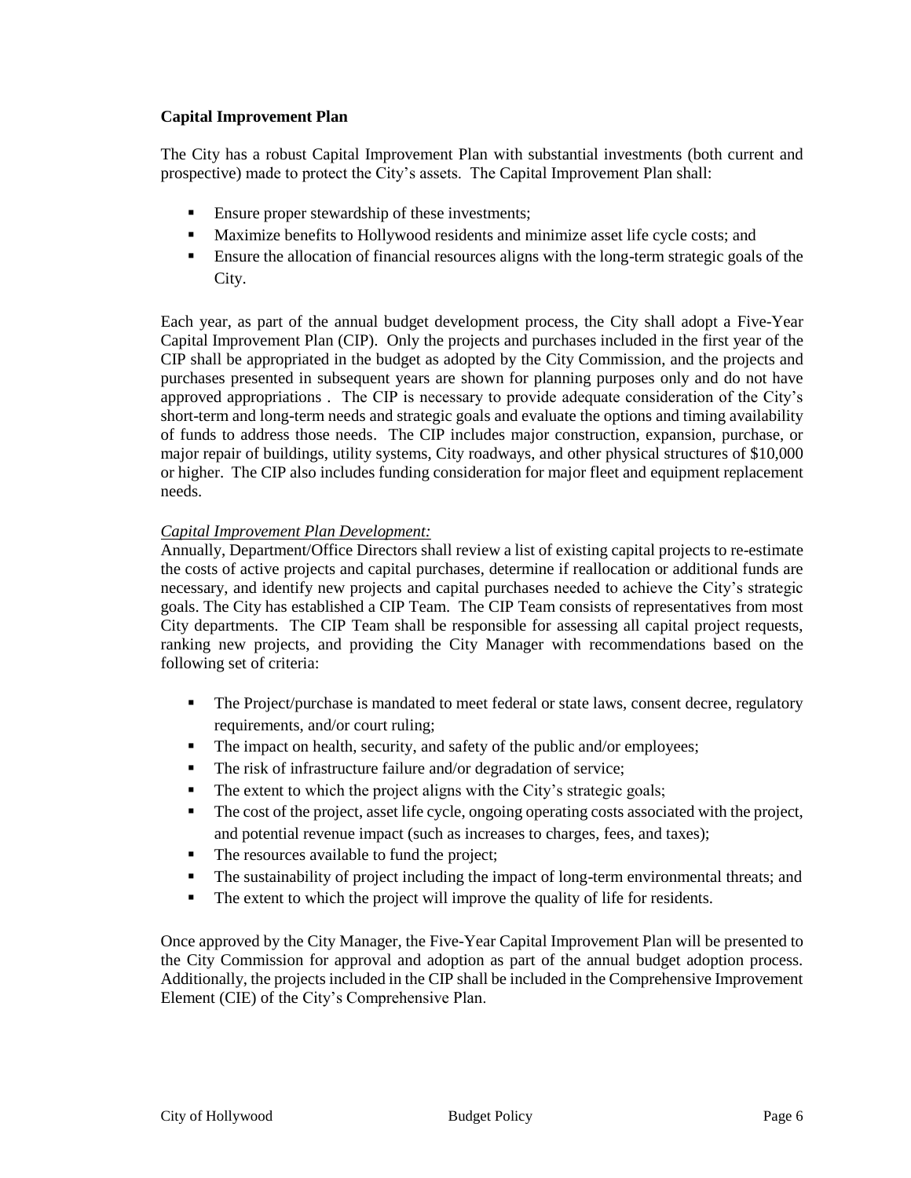**Capital Improvement Plan**

The City has a robust Capital Improvement Plan with substantial investments (both current and prospective) made to protect the City's assets. The Capital Improvement Plan shall:

- Ensure proper stewardship of these investments;
- Maximize benefits to Hollywood residents and minimize asset life cycle costs; and
- Ensure the allocation of financial resources aligns with the long-term strategic goals of the City.

Each year, as part of the annual budget development process, the City shall adopt a Five-Year Capital Improvement Plan (CIP). Only the projects and purchases included in the first year of the CIP shall be appropriated in the budget as adopted by the City Commission, and the projects and purchases presented in subsequent years are shown for planning purposes only and do not have approved appropriations . The CIP is necessary to provide adequate consideration of the City's short-term and long-term needs and strategic goals and evaluate the options and timing availability of funds to address those needs. The CIP includes major construction, expansion, purchase, or major repair of buildings, utility systems, City roadways, and other physical structures of $10,000 or higher. The CIP also includes funding consideration for major fleet and equipment replacement needs.

*Capital Improvement Plan Development:*
Annually, Department/Office Directors shall review a list of existing capital projects to re-estimate the costs of active projects and capital purchases, determine if reallocation or additional funds are necessary, and identify new projects and capital purchases needed to achieve the City's strategic goals. The City has established a CIP Team. The CIP Team consists of representatives from most City departments. The CIP Team shall be responsible for assessing all capital project requests, ranking new projects, and providing the City Manager with recommendations based on the following set of criteria:

- The Project/purchase is mandated to meet federal or state laws, consent decree, regulatory requirements, and/or court ruling;
- The impact on health, security, and safety of the public and/or employees;
- The risk of infrastructure failure and/or degradation of service;
- The extent to which the project aligns with the City's strategic goals;
- The cost of the project, asset life cycle, ongoing operating costs associated with the project, and potential revenue impact (such as increases to charges, fees, and taxes);
- The resources available to fund the project;
- The sustainability of project including the impact of long-term environmental threats; and
- The extent to which the project will improve the quality of life for residents.

Once approved by the City Manager, the Five-Year Capital Improvement Plan will be presented to the City Commission for approval and adoption as part of the annual budget adoption process. Additionally, the projects included in the CIP shall be included in the Comprehensive Improvement Element (CIE) of the City's Comprehensive Plan.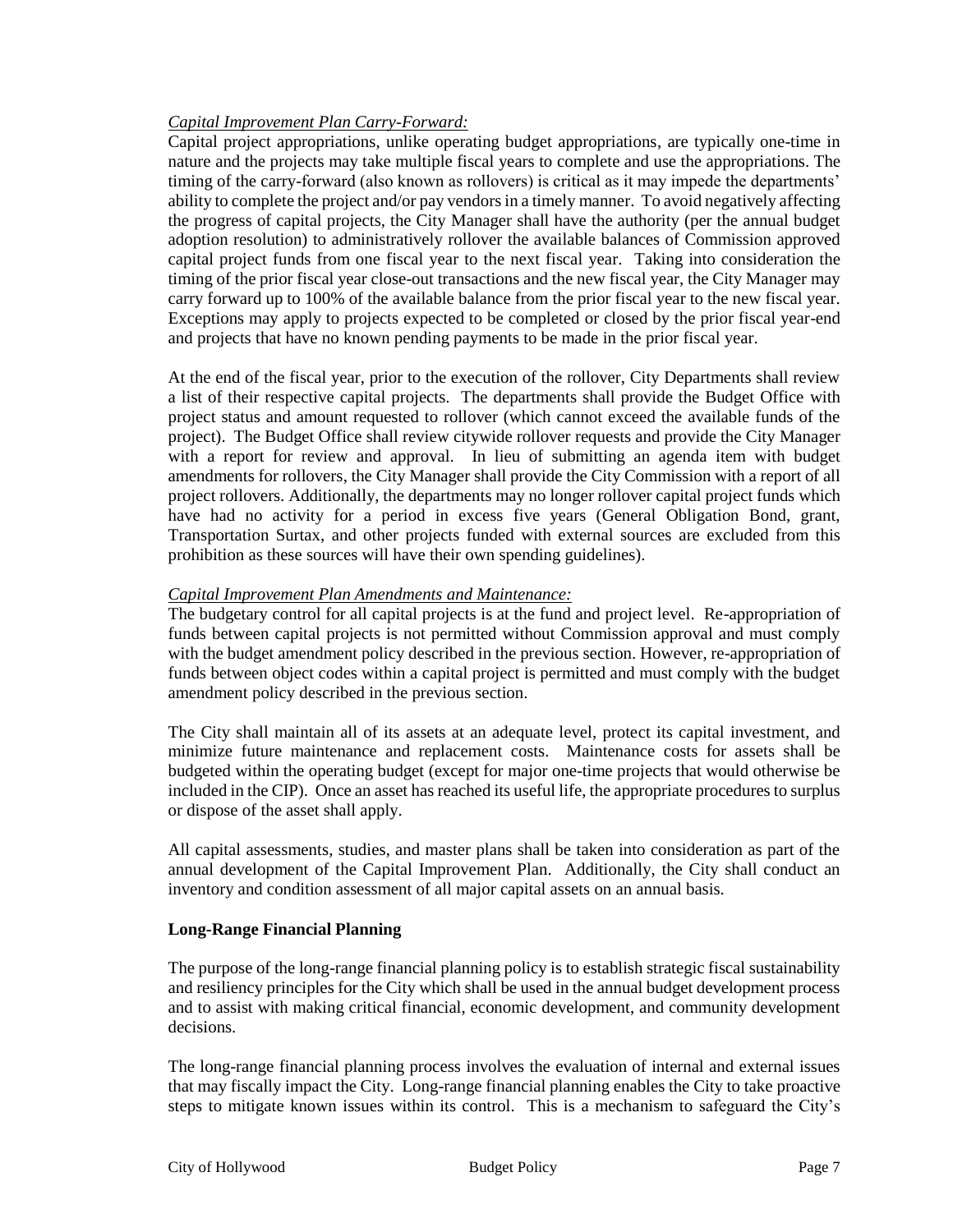*Capital Improvement Plan Carry-Forward:*

Capital project appropriations, unlike operating budget appropriations, are typically one-time in nature and the projects may take multiple fiscal years to complete and use the appropriations. The timing of the carry-forward (also known as rollovers) is critical as it may impede the departments' ability to complete the project and/or pay vendors in a timely manner. To avoid negatively affecting the progress of capital projects, the City Manager shall have the authority (per the annual budget adoption resolution) to administratively rollover the available balances of Commission approved capital project funds from one fiscal year to the next fiscal year. Taking into consideration the timing of the prior fiscal year close-out transactions and the new fiscal year, the City Manager may carry forward up to 100% of the available balance from the prior fiscal year to the new fiscal year. Exceptions may apply to projects expected to be completed or closed by the prior fiscal year-end and projects that have no known pending payments to be made in the prior fiscal year.

At the end of the fiscal year, prior to the execution of the rollover, City Departments shall review a list of their respective capital projects. The departments shall provide the Budget Office with project status and amount requested to rollover (which cannot exceed the available funds of the project). The Budget Office shall review citywide rollover requests and provide the City Manager with a report for review and approval. In lieu of submitting an agenda item with budget amendments for rollovers, the City Manager shall provide the City Commission with a report of all project rollovers. Additionally, the departments may no longer rollover capital project funds which have had no activity for a period in excess five years (General Obligation Bond, grant, Transportation Surtax, and other projects funded with external sources are excluded from this prohibition as these sources will have their own spending guidelines).

*Capital Improvement Plan Amendments and Maintenance:*

The budgetary control for all capital projects is at the fund and project level. Re-appropriation of funds between capital projects is not permitted without Commission approval and must comply with the budget amendment policy described in the previous section. However, re-appropriation of funds between object codes within a capital project is permitted and must comply with the budget amendment policy described in the previous section.

The City shall maintain all of its assets at an adequate level, protect its capital investment, and minimize future maintenance and replacement costs. Maintenance costs for assets shall be budgeted within the operating budget (except for major one-time projects that would otherwise be included in the CIP). Once an asset has reached its useful life, the appropriate procedures to surplus or dispose of the asset shall apply.

All capital assessments, studies, and master plans shall be taken into consideration as part of the annual development of the Capital Improvement Plan. Additionally, the City shall conduct an inventory and condition assessment of all major capital assets on an annual basis.

**Long-Range Financial Planning**

The purpose of the long-range financial planning policy is to establish strategic fiscal sustainability and resiliency principles for the City which shall be used in the annual budget development process and to assist with making critical financial, economic development, and community development decisions.

The long-range financial planning process involves the evaluation of internal and external issues that may fiscally impact the City. Long-range financial planning enables the City to take proactive steps to mitigate known issues within its control. This is a mechanism to safeguard the City's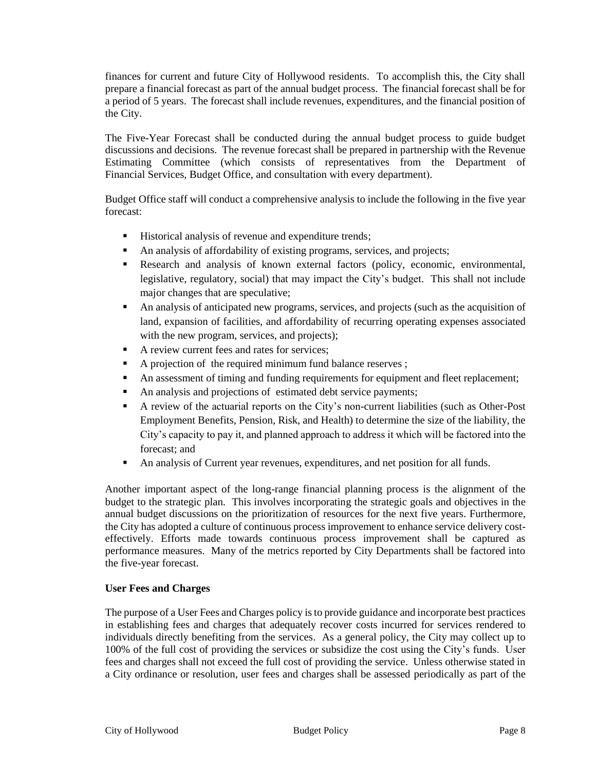finances for current and future City of Hollywood residents. To accomplish this, the City shall prepare a financial forecast as part of the annual budget process. The financial forecast shall be for a period of 5 years. The forecast shall include revenues, expenditures, and the financial position of the City.

The Five-Year Forecast shall be conducted during the annual budget process to guide budget discussions and decisions. The revenue forecast shall be prepared in partnership with the Revenue Estimating Committee (which consists of representatives from the Department of Financial Services, Budget Office, and consultation with every department).

Budget Office staff will conduct a comprehensive analysis to include the following in the five year forecast:

- Historical analysis of revenue and expenditure trends;
- An analysis of affordability of existing programs, services, and projects;
- Research and analysis of known external factors (policy, economic, environmental, legislative, regulatory, social) that may impact the City's budget. This shall not include major changes that are speculative;
- An analysis of anticipated new programs, services, and projects (such as the acquisition of land, expansion of facilities, and affordability of recurring operating expenses associated with the new program, services, and projects);
- A review current fees and rates for services;
- A projection of the required minimum fund balance reserves ;
- An assessment of timing and funding requirements for equipment and fleet replacement;
- An analysis and projections of estimated debt service payments;
- A review of the actuarial reports on the City's non-current liabilities (such as Other-Post Employment Benefits, Pension, Risk, and Health) to determine the size of the liability, the City's capacity to pay it, and planned approach to address it which will be factored into the forecast; and
- An analysis of Current year revenues, expenditures, and net position for all funds.

Another important aspect of the long-range financial planning process is the alignment of the budget to the strategic plan. This involves incorporating the strategic goals and objectives in the annual budget discussions on the prioritization of resources for the next five years. Furthermore, the City has adopted a culture of continuous process improvement to enhance service delivery cost-effectively. Efforts made towards continuous process improvement shall be captured as performance measures. Many of the metrics reported by City Departments shall be factored into the five-year forecast.

**User Fees and Charges**

The purpose of a User Fees and Charges policy is to provide guidance and incorporate best practices in establishing fees and charges that adequately recover costs incurred for services rendered to individuals directly benefiting from the services. As a general policy, the City may collect up to 100% of the full cost of providing the services or subsidize the cost using the City's funds. User fees and charges shall not exceed the full cost of providing the service. Unless otherwise stated in a City ordinance or resolution, user fees and charges shall be assessed periodically as part of the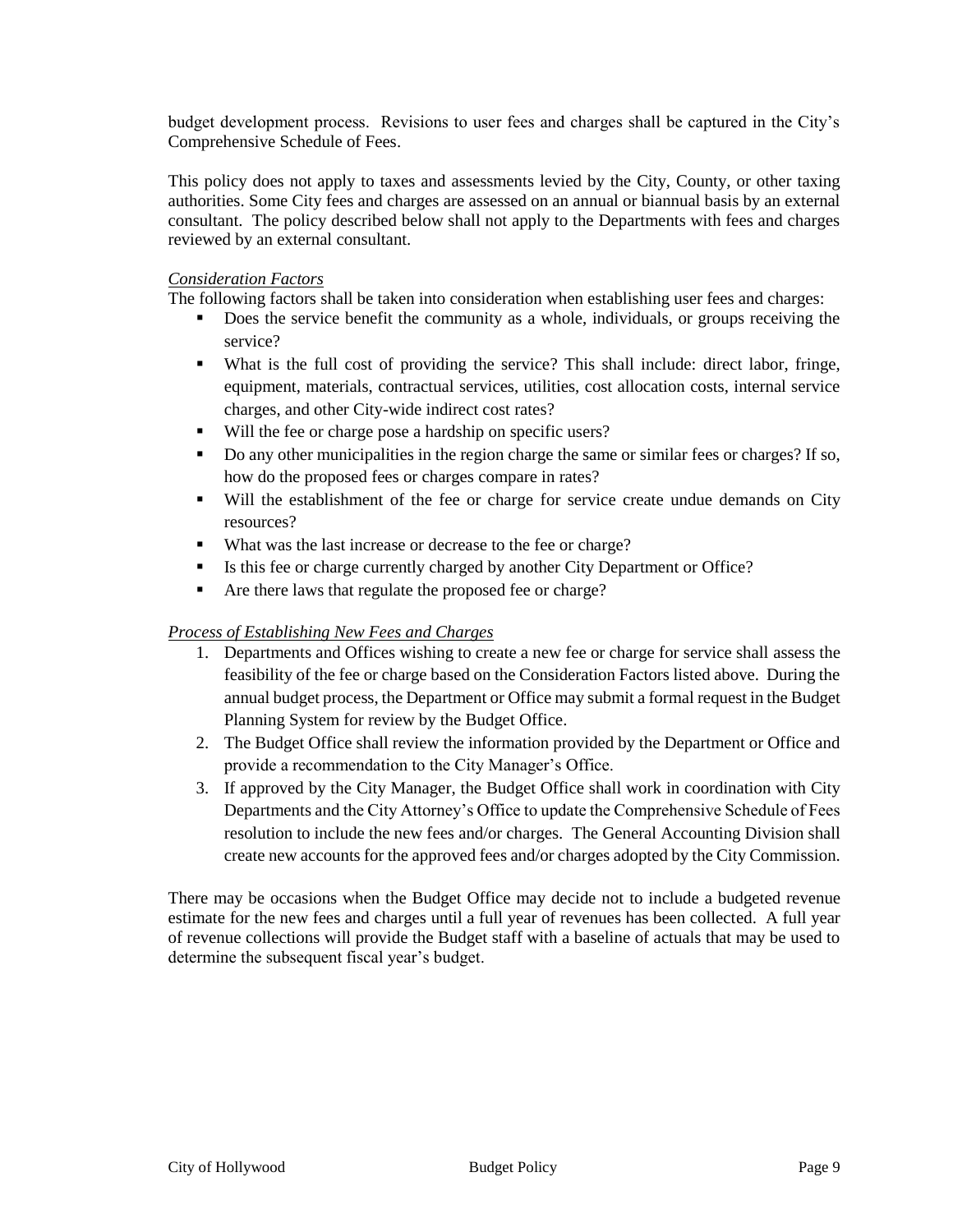budget development process. Revisions to user fees and charges shall be captured in the City's Comprehensive Schedule of Fees.

This policy does not apply to taxes and assessments levied by the City, County, or other taxing authorities. Some City fees and charges are assessed on an annual or biannual basis by an external consultant. The policy described below shall not apply to the Departments with fees and charges reviewed by an external consultant.

*Consideration Factors*

The following factors shall be taken into consideration when establishing user fees and charges:

- Does the service benefit the community as a whole, individuals, or groups receiving the service?
- What is the full cost of providing the service? This shall include: direct labor, fringe, equipment, materials, contractual services, utilities, cost allocation costs, internal service charges, and other City-wide indirect cost rates?
- Will the fee or charge pose a hardship on specific users?
- Do any other municipalities in the region charge the same or similar fees or charges? If so, how do the proposed fees or charges compare in rates?
- Will the establishment of the fee or charge for service create undue demands on City resources?
- What was the last increase or decrease to the fee or charge?
- Is this fee or charge currently charged by another City Department or Office?
- Are there laws that regulate the proposed fee or charge?

*Process of Establishing New Fees and Charges*

1. Departments and Offices wishing to create a new fee or charge for service shall assess the feasibility of the fee or charge based on the Consideration Factors listed above. During the annual budget process, the Department or Office may submit a formal request in the Budget Planning System for review by the Budget Office.
2. The Budget Office shall review the information provided by the Department or Office and provide a recommendation to the City Manager's Office.
3. If approved by the City Manager, the Budget Office shall work in coordination with City Departments and the City Attorney's Office to update the Comprehensive Schedule of Fees resolution to include the new fees and/or charges. The General Accounting Division shall create new accounts for the approved fees and/or charges adopted by the City Commission.

There may be occasions when the Budget Office may decide not to include a budgeted revenue estimate for the new fees and charges until a full year of revenues has been collected. A full year of revenue collections will provide the Budget staff with a baseline of actuals that may be used to determine the subsequent fiscal year's budget.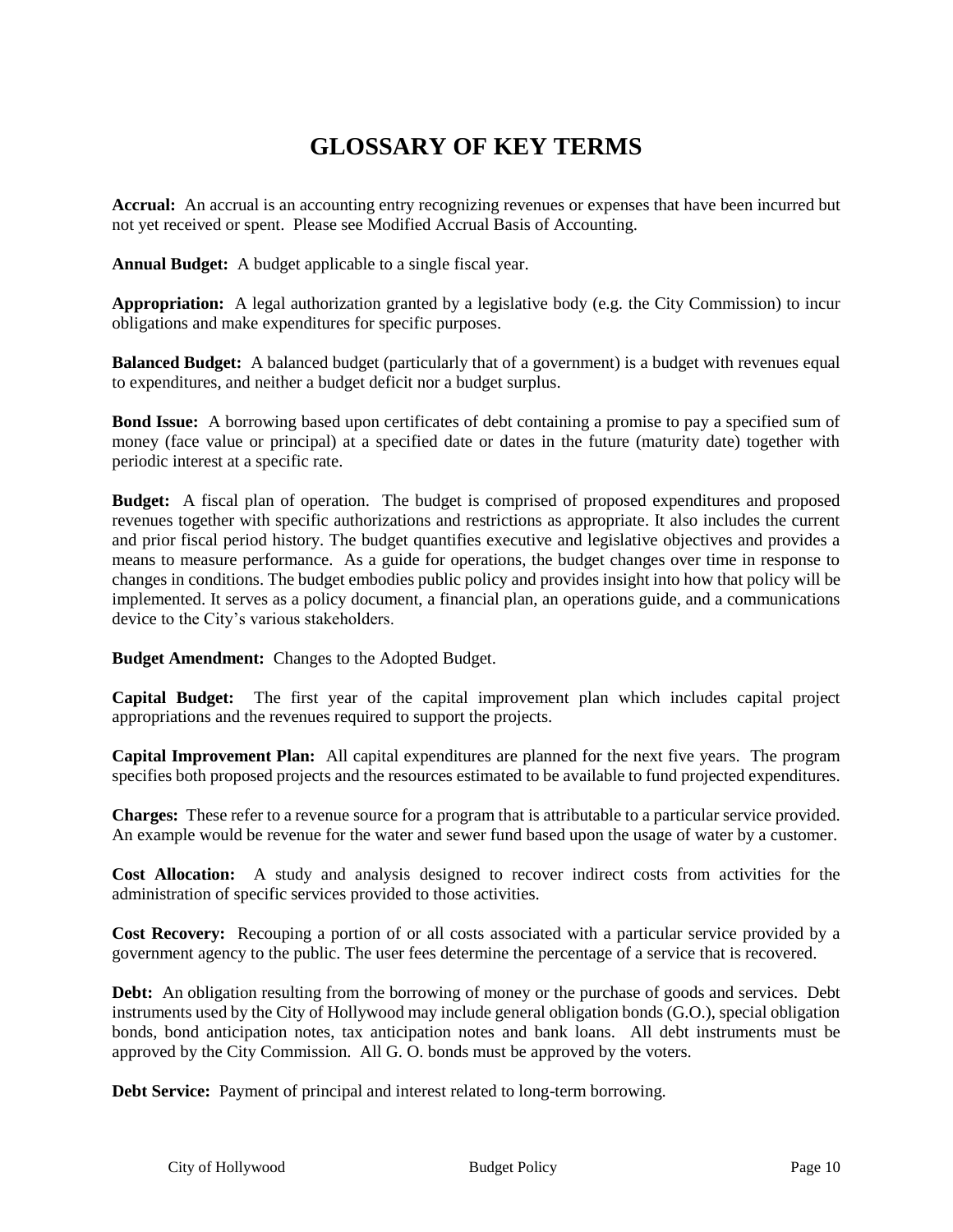# GLOSSARY OF KEY TERMS

**Accrual:** An accrual is an accounting entry recognizing revenues or expenses that have been incurred but not yet received or spent. Please see Modified Accrual Basis of Accounting.

**Annual Budget:** A budget applicable to a single fiscal year.

**Appropriation:** A legal authorization granted by a legislative body (e.g. the City Commission) to incur obligations and make expenditures for specific purposes.

**Balanced Budget:** A balanced budget (particularly that of a government) is a budget with revenues equal to expenditures, and neither a budget deficit nor a budget surplus.

**Bond Issue:** A borrowing based upon certificates of debt containing a promise to pay a specified sum of money (face value or principal) at a specified date or dates in the future (maturity date) together with periodic interest at a specific rate.

**Budget:** A fiscal plan of operation. The budget is comprised of proposed expenditures and proposed revenues together with specific authorizations and restrictions as appropriate. It also includes the current and prior fiscal period history. The budget quantifies executive and legislative objectives and provides a means to measure performance. As a guide for operations, the budget changes over time in response to changes in conditions. The budget embodies public policy and provides insight into how that policy will be implemented. It serves as a policy document, a financial plan, an operations guide, and a communications device to the City's various stakeholders.

**Budget Amendment:** Changes to the Adopted Budget.

**Capital Budget:** The first year of the capital improvement plan which includes capital project appropriations and the revenues required to support the projects.

**Capital Improvement Plan:** All capital expenditures are planned for the next five years. The program specifies both proposed projects and the resources estimated to be available to fund projected expenditures.

**Charges:** These refer to a revenue source for a program that is attributable to a particular service provided. An example would be revenue for the water and sewer fund based upon the usage of water by a customer.

**Cost Allocation:** A study and analysis designed to recover indirect costs from activities for the administration of specific services provided to those activities.

**Cost Recovery:** Recouping a portion of or all costs associated with a particular service provided by a government agency to the public. The user fees determine the percentage of a service that is recovered.

**Debt:** An obligation resulting from the borrowing of money or the purchase of goods and services. Debt instruments used by the City of Hollywood may include general obligation bonds (G.O.), special obligation bonds, bond anticipation notes, tax anticipation notes and bank loans. All debt instruments must be approved by the City Commission. All G. O. bonds must be approved by the voters.

**Debt Service:** Payment of principal and interest related to long-term borrowing.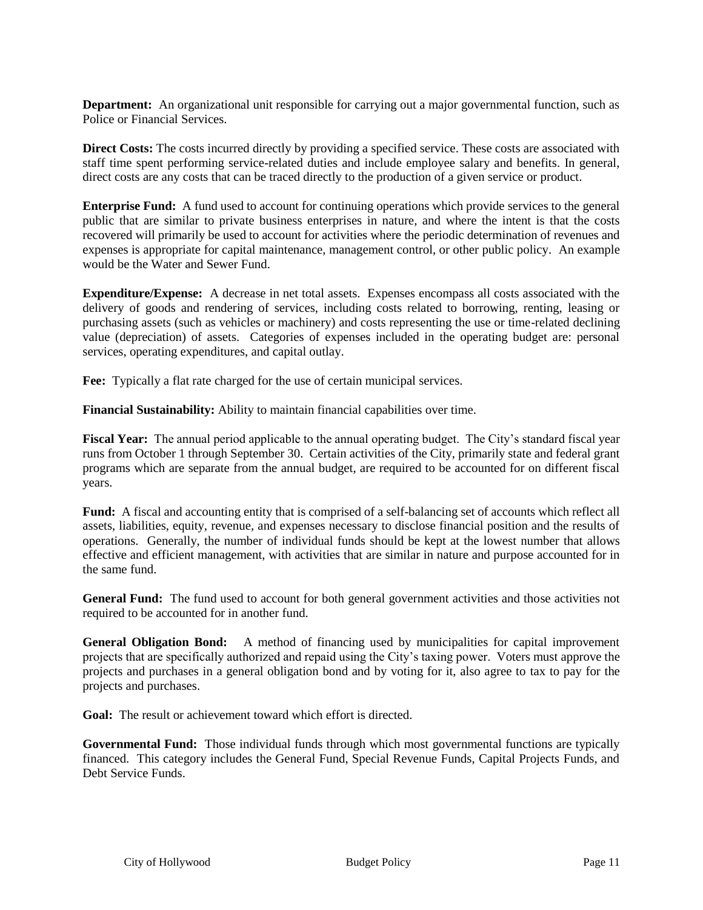**Department:** An organizational unit responsible for carrying out a major governmental function, such as Police or Financial Services.

**Direct Costs:** The costs incurred directly by providing a specified service. These costs are associated with staff time spent performing service-related duties and include employee salary and benefits. In general, direct costs are any costs that can be traced directly to the production of a given service or product.

**Enterprise Fund:** A fund used to account for continuing operations which provide services to the general public that are similar to private business enterprises in nature, and where the intent is that the costs recovered will primarily be used to account for activities where the periodic determination of revenues and expenses is appropriate for capital maintenance, management control, or other public policy. An example would be the Water and Sewer Fund.

**Expenditure/Expense:** A decrease in net total assets. Expenses encompass all costs associated with the delivery of goods and rendering of services, including costs related to borrowing, renting, leasing or purchasing assets (such as vehicles or machinery) and costs representing the use or time-related declining value (depreciation) of assets. Categories of expenses included in the operating budget are: personal services, operating expenditures, and capital outlay.

**Fee:** Typically a flat rate charged for the use of certain municipal services.

**Financial Sustainability:** Ability to maintain financial capabilities over time.

**Fiscal Year:** The annual period applicable to the annual operating budget. The City's standard fiscal year runs from October 1 through September 30. Certain activities of the City, primarily state and federal grant programs which are separate from the annual budget, are required to be accounted for on different fiscal years.

**Fund:** A fiscal and accounting entity that is comprised of a self-balancing set of accounts which reflect all assets, liabilities, equity, revenue, and expenses necessary to disclose financial position and the results of operations. Generally, the number of individual funds should be kept at the lowest number that allows effective and efficient management, with activities that are similar in nature and purpose accounted for in the same fund.

**General Fund:** The fund used to account for both general government activities and those activities not required to be accounted for in another fund.

**General Obligation Bond:** A method of financing used by municipalities for capital improvement projects that are specifically authorized and repaid using the City's taxing power. Voters must approve the projects and purchases in a general obligation bond and by voting for it, also agree to tax to pay for the projects and purchases.

**Goal:** The result or achievement toward which effort is directed.

**Governmental Fund:** Those individual funds through which most governmental functions are typically financed. This category includes the General Fund, Special Revenue Funds, Capital Projects Funds, and Debt Service Funds.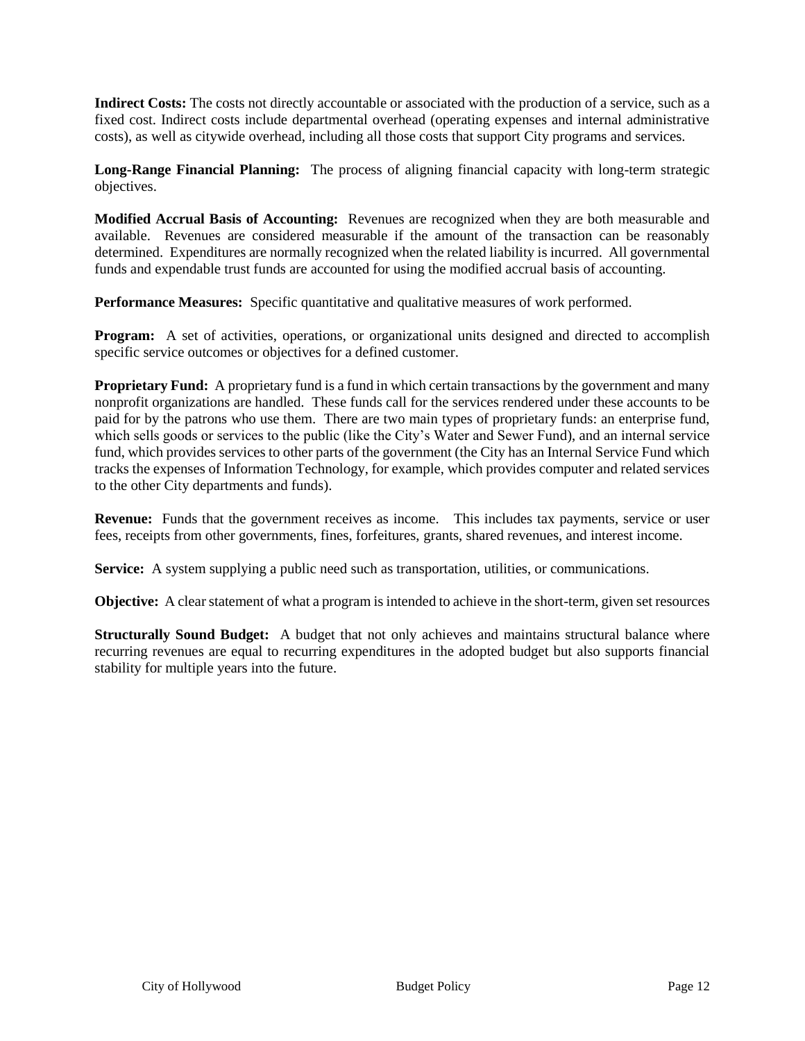**Indirect Costs:** The costs not directly accountable or associated with the production of a service, such as a fixed cost. Indirect costs include departmental overhead (operating expenses and internal administrative costs), as well as citywide overhead, including all those costs that support City programs and services.

**Long-Range Financial Planning:** The process of aligning financial capacity with long-term strategic objectives.

**Modified Accrual Basis of Accounting:** Revenues are recognized when they are both measurable and available. Revenues are considered measurable if the amount of the transaction can be reasonably determined. Expenditures are normally recognized when the related liability is incurred. All governmental funds and expendable trust funds are accounted for using the modified accrual basis of accounting.

**Performance Measures:** Specific quantitative and qualitative measures of work performed.

**Program:** A set of activities, operations, or organizational units designed and directed to accomplish specific service outcomes or objectives for a defined customer.

**Proprietary Fund:** A proprietary fund is a fund in which certain transactions by the government and many nonprofit organizations are handled. These funds call for the services rendered under these accounts to be paid for by the patrons who use them. There are two main types of proprietary funds: an enterprise fund, which sells goods or services to the public (like the City's Water and Sewer Fund), and an internal service fund, which provides services to other parts of the government (the City has an Internal Service Fund which tracks the expenses of Information Technology, for example, which provides computer and related services to the other City departments and funds).

**Revenue:** Funds that the government receives as income. This includes tax payments, service or user fees, receipts from other governments, fines, forfeitures, grants, shared revenues, and interest income.

**Service:** A system supplying a public need such as transportation, utilities, or communications.

**Objective:** A clear statement of what a program is intended to achieve in the short-term, given set resources

**Structurally Sound Budget:** A budget that not only achieves and maintains structural balance where recurring revenues are equal to recurring expenditures in the adopted budget but also supports financial stability for multiple years into the future.